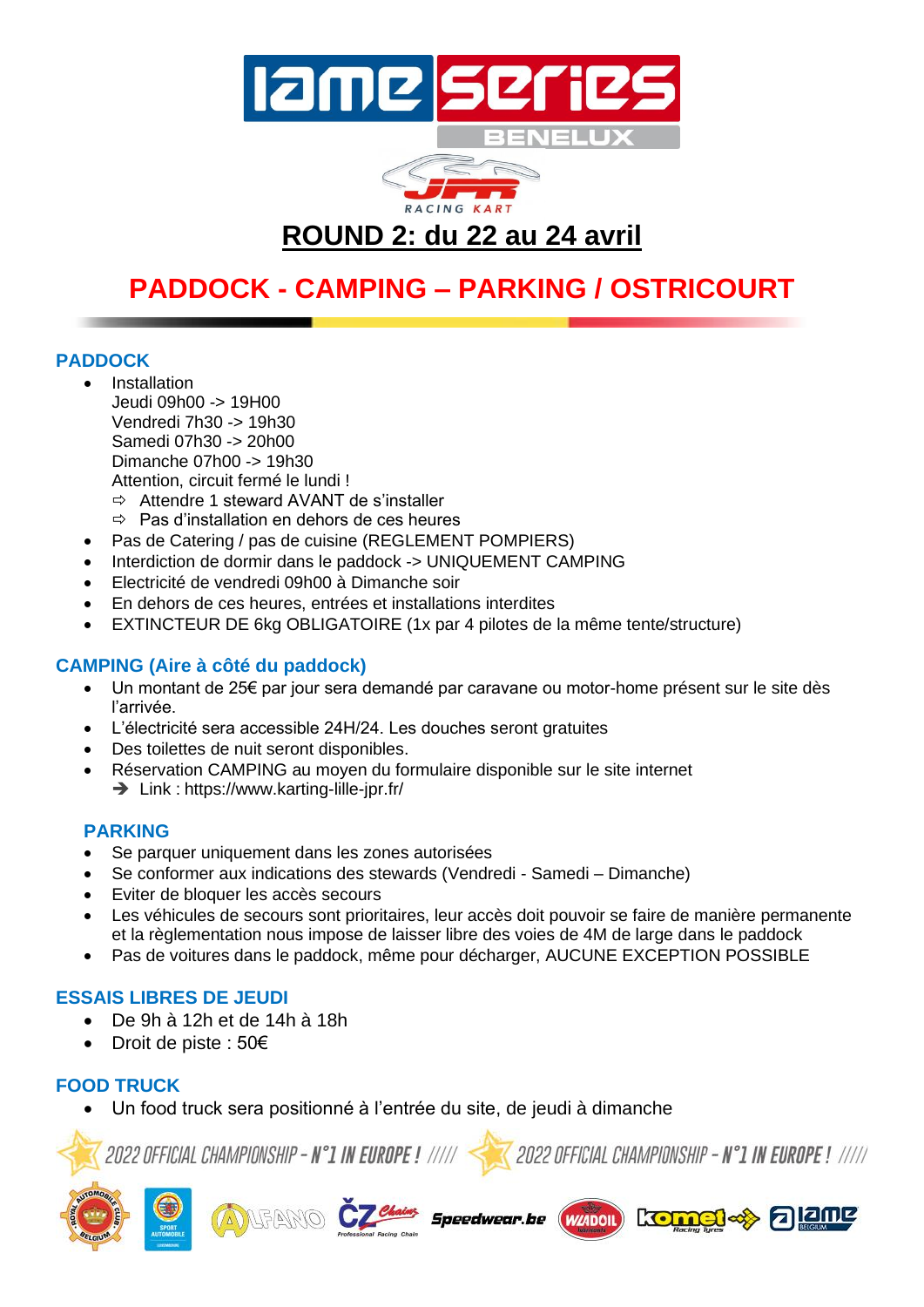# ROUND 2: du 22 au 24 avril

## PADDOCK - CAMPING – PARKING / OSTRICOURT

### PADDOCK

- Installation
  Jeudi 09h00 -> 19H00
  Vendredi 7h30 -> 19h30
  Samedi 07h30 -> 20h00
  Dimanche 07h00 -> 19h30
  Attention, circuit fermé le lundi !
  - ⇨ Attendre 1 steward AVANT de s'installer
  - ⇨ Pas d'installation en dehors de ces heures
- Pas de Catering / pas de cuisine (REGLEMENT POMPIERS)
- Interdiction de dormir dans le paddock -> UNIQUEMENT CAMPING
- Electricité de vendredi 09h00 à Dimanche soir
- En dehors de ces heures, entrées et installations interdites
- EXTINCTEUR DE 6kg OBLIGATOIRE (1x par 4 pilotes de la même tente/structure)

### CAMPING (Aire à côté du paddock)

- Un montant de 25€ par jour sera demandé par caravane ou motor-home présent sur le site dès l'arrivée.
- L'électricité sera accessible 24H/24. Les douches seront gratuites
- Des toilettes de nuit seront disponibles.
- Réservation CAMPING au moyen du formulaire disponible sur le site internet
  - ➔ Link : https://www.karting-lille-jpr.fr/

### PARKING

- Se parquer uniquement dans les zones autorisées
- Se conformer aux indications des stewards (Vendredi - Samedi – Dimanche)
- Eviter de bloquer les accès secours
- Les véhicules de secours sont prioritaires, leur accès doit pouvoir se faire de manière permanente et la règlementation nous impose de laisser libre des voies de 4M de large dans le paddock
- Pas de voitures dans le paddock, même pour décharger, AUCUNE EXCEPTION POSSIBLE

### ESSAIS LIBRES DE JEUDI

- De 9h à 12h et de 14h à 18h
- Droit de piste : 50€

### FOOD TRUCK

- Un food truck sera positionné à l'entrée du site, de jeudi à dimanche

2022 OFFICIAL CHAMPIONSHIP – N°1 IN EUROPE ! ///// 2022 OFFICIAL CHAMPIONSHIP – N°1 IN EUROPE ! /////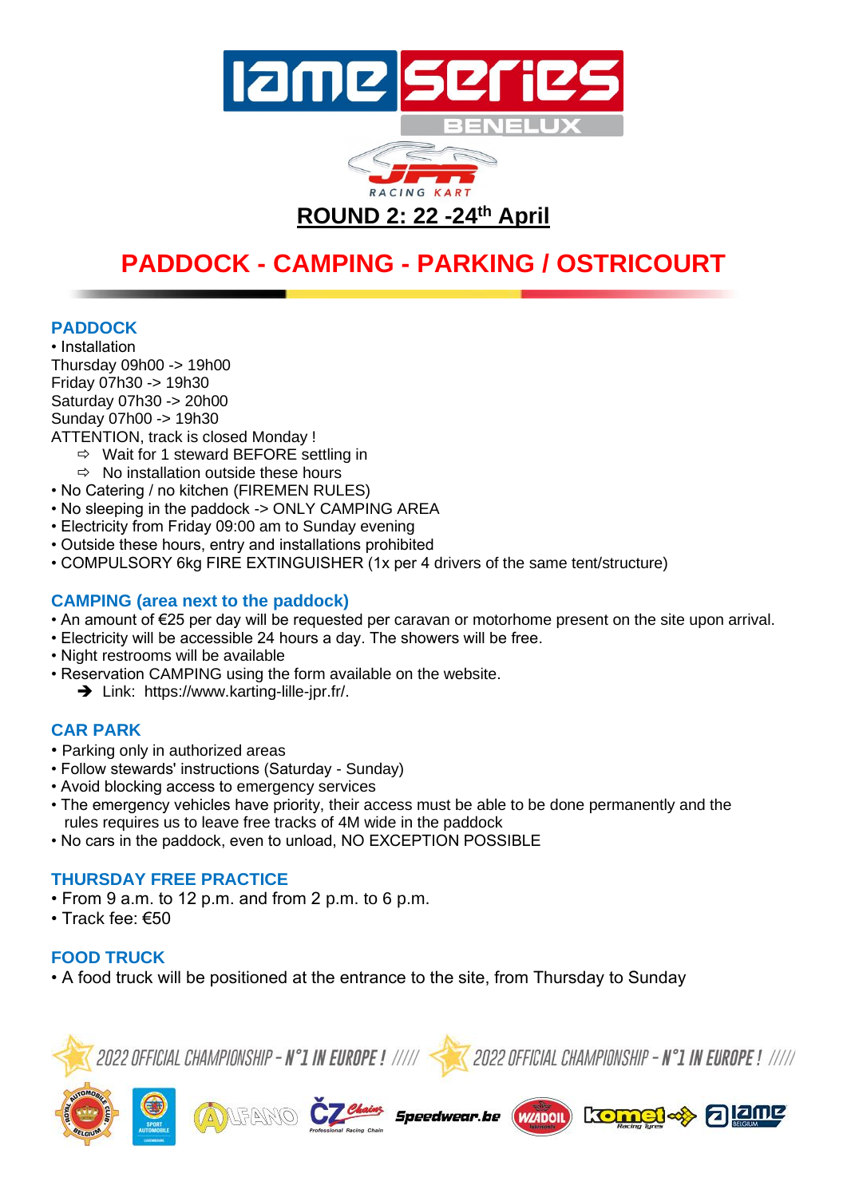# ROUND 2: 22 -24th April

## PADDOCK - CAMPING - PARKING / OSTRICOURT

### PADDOCK

- Installation

Thursday 09h00 -> 19h00
Friday 07h30 -> 19h30
Saturday 07h30 -> 20h00
Sunday 07h00 -> 19h30
ATTENTION, track is closed Monday !

  - ⇨ Wait for 1 steward BEFORE settling in
  - ⇨ No installation outside these hours

- No Catering / no kitchen (FIREMEN RULES)
- No sleeping in the paddock -> ONLY CAMPING AREA
- Electricity from Friday 09:00 am to Sunday evening
- Outside these hours, entry and installations prohibited
- COMPULSORY 6kg FIRE EXTINGUISHER (1x per 4 drivers of the same tent/structure)

### CAMPING (area next to the paddock)

- An amount of €25 per day will be requested per caravan or motorhome present on the site upon arrival.
- Electricity will be accessible 24 hours a day. The showers will be free.
- Night restrooms will be available
- Reservation CAMPING using the form available on the website.
  - ➔ Link: https://www.karting-lille-jpr.fr/.

### CAR PARK

- Parking only in authorized areas
- Follow stewards' instructions (Saturday - Sunday)
- Avoid blocking access to emergency services
- The emergency vehicles have priority, their access must be able to be done permanently and the rules requires us to leave free tracks of 4M wide in the paddock
- No cars in the paddock, even to unload, NO EXCEPTION POSSIBLE

### THURSDAY FREE PRACTICE

- From 9 a.m. to 12 p.m. and from 2 p.m. to 6 p.m.
- Track fee: €50

### FOOD TRUCK

- A food truck will be positioned at the entrance to the site, from Thursday to Sunday

2022 OFFICIAL CHAMPIONSHIP – N°1 IN EUROPE ! ///// 2022 OFFICIAL CHAMPIONSHIP – N°1 IN EUROPE ! /////